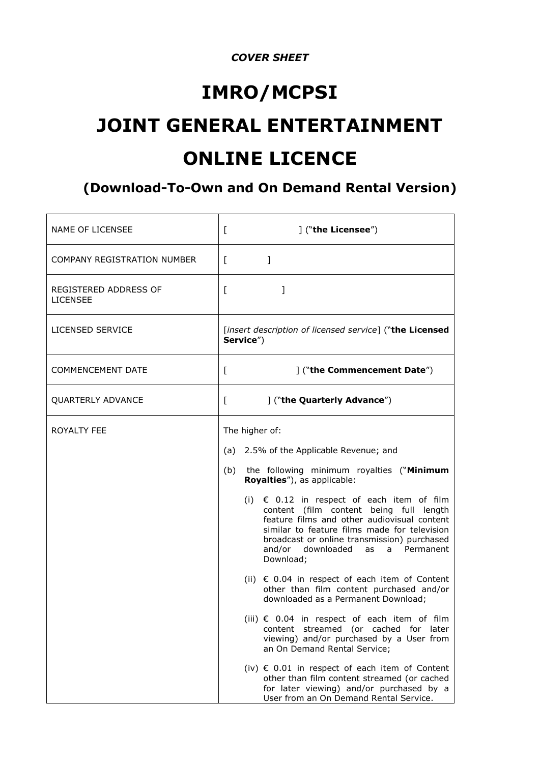*COVER SHEET*

# IMRO/MCPSI

# JOINT GENERAL ENTERTAINMENT

# ONLINE LICENCE

## (Download-To-Own and On Demand Rental Version)

| | |
|---|---|
| NAME OF LICENSEE | [ ] ("**the Licensee**") |
| COMPANY REGISTRATION NUMBER | [ ] |
| REGISTERED ADDRESS OF LICENSEE | [ ] |
| LICENSED SERVICE | [*insert description of licensed service*] ("**the Licensed Service**") |
| COMMENCEMENT DATE | [ ] ("**the Commencement Date**") |
| QUARTERLY ADVANCE | [ ] ("**the Quarterly Advance**") |
| ROYALTY FEE | The higher of:<br><br>(a) 2.5% of the Applicable Revenue; and<br><br>(b) the following minimum royalties ("**Minimum Royalties**"), as applicable:<br><br>(i) € 0.12 in respect of each item of film content (film content being full length feature films and other audiovisual content similar to feature films made for television broadcast or online transmission) purchased and/or downloaded as a Permanent Download;<br><br>(ii) € 0.04 in respect of each item of Content other than film content purchased and/or downloaded as a Permanent Download;<br><br>(iii) € 0.04 in respect of each item of film content streamed (or cached for later viewing) and/or purchased by a User from an On Demand Rental Service;<br><br>(iv) € 0.01 in respect of each item of Content other than film content streamed (or cached for later viewing) and/or purchased by a User from an On Demand Rental Service. |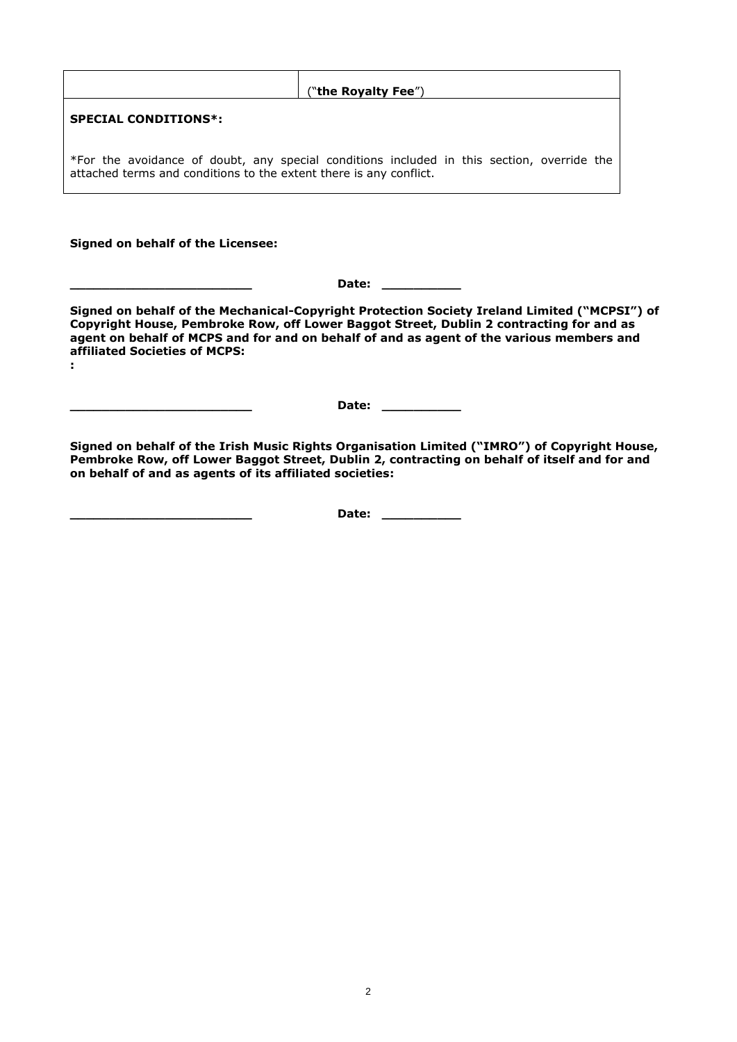| | ("**the Royalty Fee**") |
|---|---|

**SPECIAL CONDITIONS*:**

*For the avoidance of doubt, any special conditions included in this section, override the attached terms and conditions to the extent there is any conflict.

**Signed on behalf of the Licensee:**

**________________________** **Date: __________**

**Signed on behalf of the Mechanical-Copyright Protection Society Ireland Limited ("MCPSI") of Copyright House, Pembroke Row, off Lower Baggot Street, Dublin 2 contracting for and as agent on behalf of MCPS and for and on behalf of and as agent of the various members and affiliated Societies of MCPS:**

**:**

**________________________** **Date: __________**

**Signed on behalf of the Irish Music Rights Organisation Limited ("IMRO") of Copyright House, Pembroke Row, off Lower Baggot Street, Dublin 2, contracting on behalf of itself and for and on behalf of and as agents of its affiliated societies:**

**________________________** **Date: __________**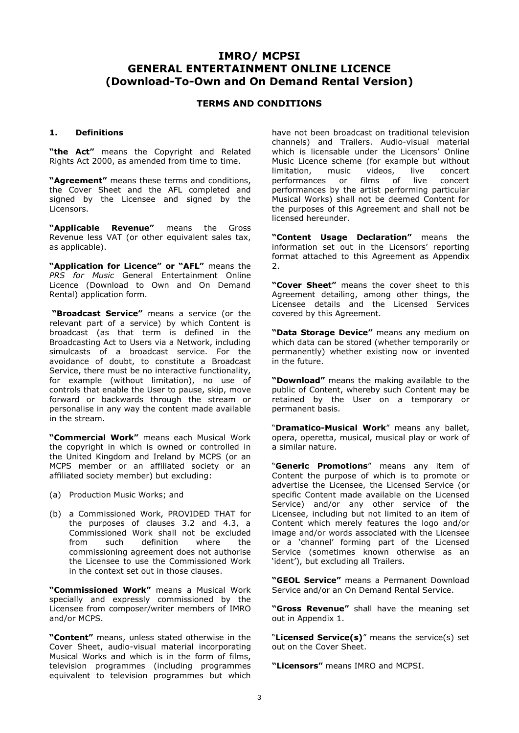# IMRO/ MCPSI
# GENERAL ENTERTAINMENT ONLINE LICENCE
# (Download-To-Own and On Demand Rental Version)

## TERMS AND CONDITIONS

### 1. Definitions

**"the Act"** means the Copyright and Related Rights Act 2000, as amended from time to time.

**"Agreement"** means these terms and conditions, the Cover Sheet and the AFL completed and signed by the Licensee and signed by the Licensors.

**"Applicable Revenue"** means the Gross Revenue less VAT (or other equivalent sales tax, as applicable).

**"Application for Licence" or "AFL"** means the *PRS for Music* General Entertainment Online Licence (Download to Own and On Demand Rental) application form.

**"Broadcast Service"** means a service (or the relevant part of a service) by which Content is broadcast (as that term is defined in the Broadcasting Act to Users via a Network, including simulcasts of a broadcast service. For the avoidance of doubt, to constitute a Broadcast Service, there must be no interactive functionality, for example (without limitation), no use of controls that enable the User to pause, skip, move forward or backwards through the stream or personalise in any way the content made available in the stream.

**"Commercial Work"** means each Musical Work the copyright in which is owned or controlled in the United Kingdom and Ireland by MCPS (or an MCPS member or an affiliated society or an affiliated society member) but excluding:

(a) Production Music Works; and

(b) a Commissioned Work, PROVIDED THAT for the purposes of clauses 3.2 and 4.3, a Commissioned Work shall not be excluded from such definition where the commissioning agreement does not authorise the Licensee to use the Commissioned Work in the context set out in those clauses.

**"Commissioned Work"** means a Musical Work specially and expressly commissioned by the Licensee from composer/writer members of IMRO and/or MCPS.

**"Content"** means, unless stated otherwise in the Cover Sheet, audio-visual material incorporating Musical Works and which is in the form of films, television programmes (including programmes equivalent to television programmes but which have not been broadcast on traditional television channels) and Trailers. Audio-visual material which is licensable under the Licensors' Online Music Licence scheme (for example but without limitation, music videos, live concert performances or films of live concert performances by the artist performing particular Musical Works) shall not be deemed Content for the purposes of this Agreement and shall not be licensed hereunder.

**"Content Usage Declaration"** means the information set out in the Licensors' reporting format attached to this Agreement as Appendix 2.

**"Cover Sheet"** means the cover sheet to this Agreement detailing, among other things, the Licensee details and the Licensed Services covered by this Agreement.

**"Data Storage Device"** means any medium on which data can be stored (whether temporarily or permanently) whether existing now or invented in the future.

**"Download"** means the making available to the public of Content, whereby such Content may be retained by the User on a temporary or permanent basis.

"**Dramatico-Musical Work**" means any ballet, opera, operetta, musical, musical play or work of a similar nature.

"**Generic Promotions**" means any item of Content the purpose of which is to promote or advertise the Licensee, the Licensed Service (or specific Content made available on the Licensed Service) and/or any other service of the Licensee, including but not limited to an item of Content which merely features the logo and/or image and/or words associated with the Licensee or a 'channel' forming part of the Licensed Service (sometimes known otherwise as an 'ident'), but excluding all Trailers.

**"GEOL Service"** means a Permanent Download Service and/or an On Demand Rental Service.

**"Gross Revenue"** shall have the meaning set out in Appendix 1.

"**Licensed Service(s)**" means the service(s) set out on the Cover Sheet.

**"Licensors"** means IMRO and MCPSI.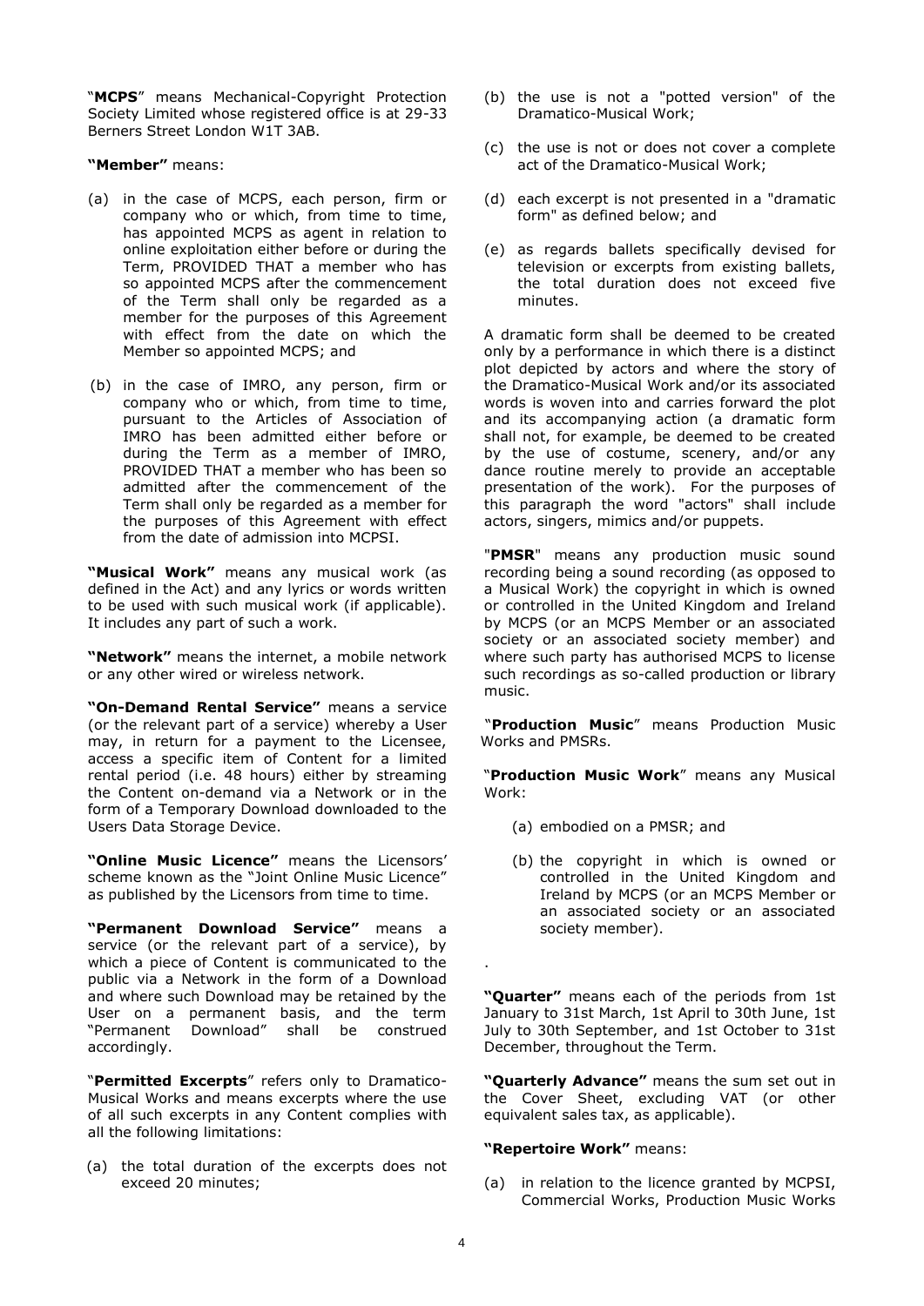"**MCPS**" means Mechanical-Copyright Protection Society Limited whose registered office is at 29-33 Berners Street London W1T 3AB.

**"Member"** means:

(a) in the case of MCPS, each person, firm or company who or which, from time to time, has appointed MCPS as agent in relation to online exploitation either before or during the Term, PROVIDED THAT a member who has so appointed MCPS after the commencement of the Term shall only be regarded as a member for the purposes of this Agreement with effect from the date on which the Member so appointed MCPS; and

(b) in the case of IMRO, any person, firm or company who or which, from time to time, pursuant to the Articles of Association of IMRO has been admitted either before or during the Term as a member of IMRO, PROVIDED THAT a member who has been so admitted after the commencement of the Term shall only be regarded as a member for the purposes of this Agreement with effect from the date of admission into MCPSI.

**"Musical Work"** means any musical work (as defined in the Act) and any lyrics or words written to be used with such musical work (if applicable). It includes any part of such a work.

**"Network"** means the internet, a mobile network or any other wired or wireless network.

**"On-Demand Rental Service"** means a service (or the relevant part of a service) whereby a User may, in return for a payment to the Licensee, access a specific item of Content for a limited rental period (i.e. 48 hours) either by streaming the Content on-demand via a Network or in the form of a Temporary Download downloaded to the Users Data Storage Device.

**"Online Music Licence"** means the Licensors' scheme known as the "Joint Online Music Licence" as published by the Licensors from time to time.

**"Permanent Download Service"** means a service (or the relevant part of a service), by which a piece of Content is communicated to the public via a Network in the form of a Download and where such Download may be retained by the User on a permanent basis, and the term "Permanent Download" shall be construed accordingly.

"**Permitted Excerpts**" refers only to Dramatico-Musical Works and means excerpts where the use of all such excerpts in any Content complies with all the following limitations:

(a) the total duration of the excerpts does not exceed 20 minutes;

(b) the use is not a "potted version" of the Dramatico-Musical Work;

(c) the use is not or does not cover a complete act of the Dramatico-Musical Work;

(d) each excerpt is not presented in a "dramatic form" as defined below; and

(e) as regards ballets specifically devised for television or excerpts from existing ballets, the total duration does not exceed five minutes.

A dramatic form shall be deemed to be created only by a performance in which there is a distinct plot depicted by actors and where the story of the Dramatico-Musical Work and/or its associated words is woven into and carries forward the plot and its accompanying action (a dramatic form shall not, for example, be deemed to be created by the use of costume, scenery, and/or any dance routine merely to provide an acceptable presentation of the work). For the purposes of this paragraph the word "actors" shall include actors, singers, mimics and/or puppets.

"**PMSR**" means any production music sound recording being a sound recording (as opposed to a Musical Work) the copyright in which is owned or controlled in the United Kingdom and Ireland by MCPS (or an MCPS Member or an associated society or an associated society member) and where such party has authorised MCPS to license such recordings as so-called production or library music.

"**Production Music**" means Production Music Works and PMSRs.

"**Production Music Work**" means any Musical Work:

(a) embodied on a PMSR; and

(b) the copyright in which is owned or controlled in the United Kingdom and Ireland by MCPS (or an MCPS Member or an associated society or an associated society member).

.

**"Quarter"** means each of the periods from 1st January to 31st March, 1st April to 30th June, 1st July to 30th September, and 1st October to 31st December, throughout the Term.

**"Quarterly Advance"** means the sum set out in the Cover Sheet, excluding VAT (or other equivalent sales tax, as applicable).

**"Repertoire Work"** means:

(a) in relation to the licence granted by MCPSI, Commercial Works, Production Music Works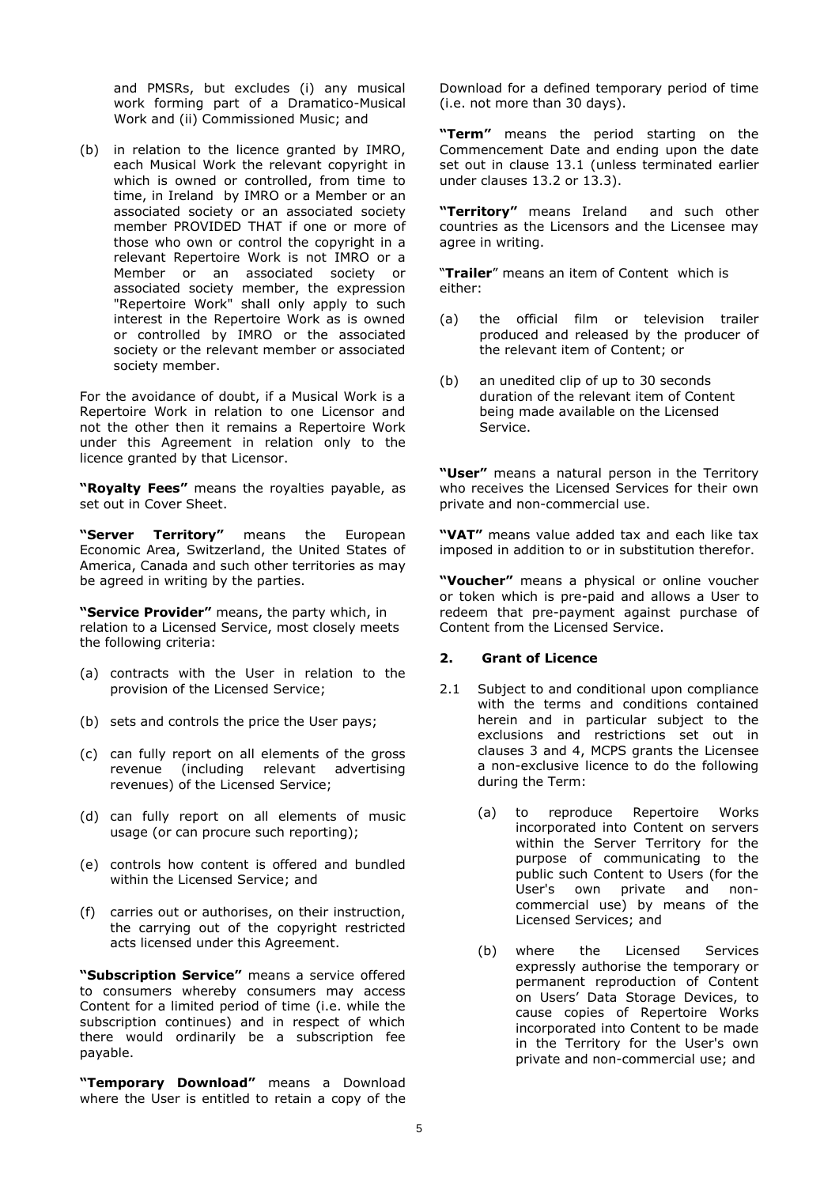and PMSRs, but excludes (i) any musical work forming part of a Dramatico-Musical Work and (ii) Commissioned Music; and

(b) in relation to the licence granted by IMRO, each Musical Work the relevant copyright in which is owned or controlled, from time to time, in Ireland by IMRO or a Member or an associated society or an associated society member PROVIDED THAT if one or more of those who own or control the copyright in a relevant Repertoire Work is not IMRO or a Member or an associated society or associated society member, the expression "Repertoire Work" shall only apply to such interest in the Repertoire Work as is owned or controlled by IMRO or the associated society or the relevant member or associated society member.

For the avoidance of doubt, if a Musical Work is a Repertoire Work in relation to one Licensor and not the other then it remains a Repertoire Work under this Agreement in relation only to the licence granted by that Licensor.

**"Royalty Fees"** means the royalties payable, as set out in Cover Sheet.

**"Server Territory"** means the European Economic Area, Switzerland, the United States of America, Canada and such other territories as may be agreed in writing by the parties.

**"Service Provider"** means, the party which, in relation to a Licensed Service, most closely meets the following criteria:

(a) contracts with the User in relation to the provision of the Licensed Service;

(b) sets and controls the price the User pays;

(c) can fully report on all elements of the gross revenue (including relevant advertising revenues) of the Licensed Service;

(d) can fully report on all elements of music usage (or can procure such reporting);

(e) controls how content is offered and bundled within the Licensed Service; and

(f) carries out or authorises, on their instruction, the carrying out of the copyright restricted acts licensed under this Agreement.

**"Subscription Service"** means a service offered to consumers whereby consumers may access Content for a limited period of time (i.e. while the subscription continues) and in respect of which there would ordinarily be a subscription fee payable.

**"Temporary Download"** means a Download where the User is entitled to retain a copy of the Download for a defined temporary period of time (i.e. not more than 30 days).

**"Term"** means the period starting on the Commencement Date and ending upon the date set out in clause 13.1 (unless terminated earlier under clauses 13.2 or 13.3).

**"Territory"** means Ireland and such other countries as the Licensors and the Licensee may agree in writing.

"**Trailer**" means an item of Content which is either:

(a) the official film or television trailer produced and released by the producer of the relevant item of Content; or

(b) an unedited clip of up to 30 seconds duration of the relevant item of Content being made available on the Licensed Service.

**"User"** means a natural person in the Territory who receives the Licensed Services for their own private and non-commercial use.

**"VAT"** means value added tax and each like tax imposed in addition to or in substitution therefor.

**"Voucher"** means a physical or online voucher or token which is pre-paid and allows a User to redeem that pre-payment against purchase of Content from the Licensed Service.

## 2. Grant of Licence

2.1 Subject to and conditional upon compliance with the terms and conditions contained herein and in particular subject to the exclusions and restrictions set out in clauses 3 and 4, MCPS grants the Licensee a non-exclusive licence to do the following during the Term:

(a) to reproduce Repertoire Works incorporated into Content on servers within the Server Territory for the purpose of communicating to the public such Content to Users (for the User's own private and non-commercial use) by means of the Licensed Services; and

(b) where the Licensed Services expressly authorise the temporary or permanent reproduction of Content on Users' Data Storage Devices, to cause copies of Repertoire Works incorporated into Content to be made in the Territory for the User's own private and non-commercial use; and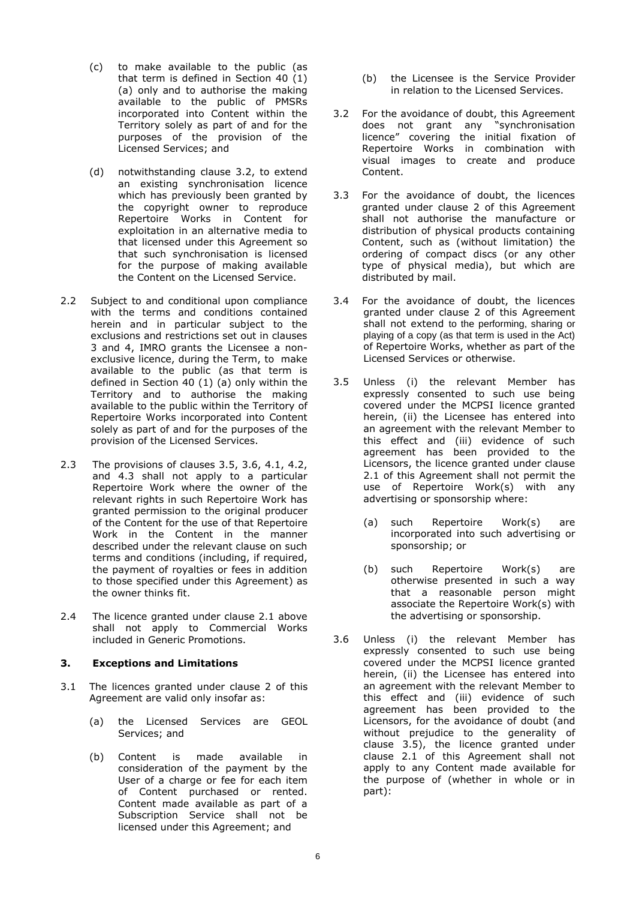(c) to make available to the public (as that term is defined in Section 40 (1) (a) only and to authorise the making available to the public of PMSRs incorporated into Content within the Territory solely as part of and for the purposes of the provision of the Licensed Services; and

(d) notwithstanding clause 3.2, to extend an existing synchronisation licence which has previously been granted by the copyright owner to reproduce Repertoire Works in Content for exploitation in an alternative media to that licensed under this Agreement so that such synchronisation is licensed for the purpose of making available the Content on the Licensed Service.

2.2 Subject to and conditional upon compliance with the terms and conditions contained herein and in particular subject to the exclusions and restrictions set out in clauses 3 and 4, IMRO grants the Licensee a non-exclusive licence, during the Term, to make available to the public (as that term is defined in Section 40 (1) (a) only within the Territory and to authorise the making available to the public within the Territory of Repertoire Works incorporated into Content solely as part of and for the purposes of the provision of the Licensed Services.

2.3 The provisions of clauses 3.5, 3.6, 4.1, 4.2, and 4.3 shall not apply to a particular Repertoire Work where the owner of the relevant rights in such Repertoire Work has granted permission to the original producer of the Content for the use of that Repertoire Work in the Content in the manner described under the relevant clause on such terms and conditions (including, if required, the payment of royalties or fees in addition to those specified under this Agreement) as the owner thinks fit.

2.4 The licence granted under clause 2.1 above shall not apply to Commercial Works included in Generic Promotions.

### 3. Exceptions and Limitations

3.1 The licences granted under clause 2 of this Agreement are valid only insofar as:

(a) the Licensed Services are GEOL Services; and

(b) Content is made available in consideration of the payment by the User of a charge or fee for each item of Content purchased or rented. Content made available as part of a Subscription Service shall not be licensed under this Agreement; and

(b) the Licensee is the Service Provider in relation to the Licensed Services.

3.2 For the avoidance of doubt, this Agreement does not grant any "synchronisation licence" covering the initial fixation of Repertoire Works in combination with visual images to create and produce Content.

3.3 For the avoidance of doubt, the licences granted under clause 2 of this Agreement shall not authorise the manufacture or distribution of physical products containing Content, such as (without limitation) the ordering of compact discs (or any other type of physical media), but which are distributed by mail.

3.4 For the avoidance of doubt, the licences granted under clause 2 of this Agreement shall not extend to the performing, sharing or playing of a copy (as that term is used in the Act) of Repertoire Works, whether as part of the Licensed Services or otherwise.

3.5 Unless (i) the relevant Member has expressly consented to such use being covered under the MCPSI licence granted herein, (ii) the Licensee has entered into an agreement with the relevant Member to this effect and (iii) evidence of such agreement has been provided to the Licensors, the licence granted under clause 2.1 of this Agreement shall not permit the use of Repertoire Work(s) with any advertising or sponsorship where:

(a) such Repertoire Work(s) are incorporated into such advertising or sponsorship; or

(b) such Repertoire Work(s) are otherwise presented in such a way that a reasonable person might associate the Repertoire Work(s) with the advertising or sponsorship.

3.6 Unless (i) the relevant Member has expressly consented to such use being covered under the MCPSI licence granted herein, (ii) the Licensee has entered into an agreement with the relevant Member to this effect and (iii) evidence of such agreement has been provided to the Licensors, for the avoidance of doubt (and without prejudice to the generality of clause 3.5), the licence granted under clause 2.1 of this Agreement shall not apply to any Content made available for the purpose of (whether in whole or in part):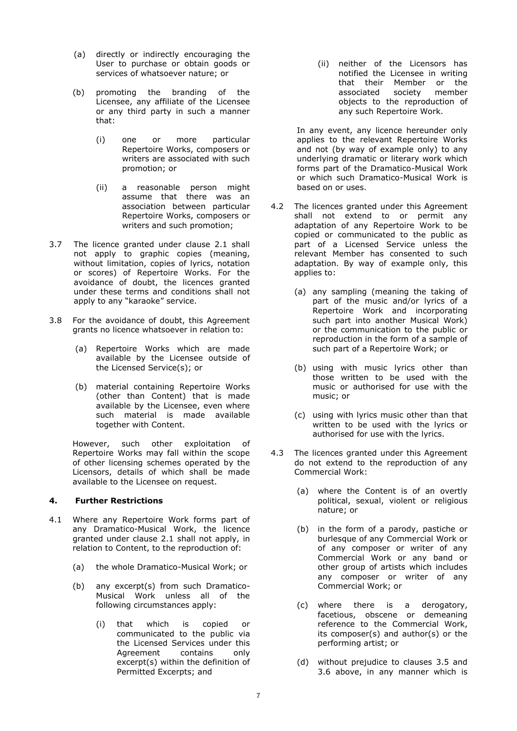(a) directly or indirectly encouraging the User to purchase or obtain goods or services of whatsoever nature; or

(b) promoting the branding of the Licensee, any affiliate of the Licensee or any third party in such a manner that:

(i) one or more particular Repertoire Works, composers or writers are associated with such promotion; or

(ii) a reasonable person might assume that there was an association between particular Repertoire Works, composers or writers and such promotion;

3.7 The licence granted under clause 2.1 shall not apply to graphic copies (meaning, without limitation, copies of lyrics, notation or scores) of Repertoire Works. For the avoidance of doubt, the licences granted under these terms and conditions shall not apply to any "karaoke" service.

3.8 For the avoidance of doubt, this Agreement grants no licence whatsoever in relation to:

(a) Repertoire Works which are made available by the Licensee outside of the Licensed Service(s); or

(b) material containing Repertoire Works (other than Content) that is made available by the Licensee, even where such material is made available together with Content.

However, such other exploitation of Repertoire Works may fall within the scope of other licensing schemes operated by the Licensors, details of which shall be made available to the Licensee on request.

## 4. Further Restrictions

4.1 Where any Repertoire Work forms part of any Dramatico-Musical Work, the licence granted under clause 2.1 shall not apply, in relation to Content, to the reproduction of:

(a) the whole Dramatico-Musical Work; or

(b) any excerpt(s) from such Dramatico-Musical Work unless all of the following circumstances apply:

(i) that which is copied or communicated to the public via the Licensed Services under this Agreement contains only excerpt(s) within the definition of Permitted Excerpts; and

(ii) neither of the Licensors has notified the Licensee in writing that their Member or the associated society member objects to the reproduction of any such Repertoire Work.

In any event, any licence hereunder only applies to the relevant Repertoire Works and not (by way of example only) to any underlying dramatic or literary work which forms part of the Dramatico-Musical Work or which such Dramatico-Musical Work is based on or uses.

4.2 The licences granted under this Agreement shall not extend to or permit any adaptation of any Repertoire Work to be copied or communicated to the public as part of a Licensed Service unless the relevant Member has consented to such adaptation. By way of example only, this applies to:

(a) any sampling (meaning the taking of part of the music and/or lyrics of a Repertoire Work and incorporating such part into another Musical Work) or the communication to the public or reproduction in the form of a sample of such part of a Repertoire Work; or

(b) using with music lyrics other than those written to be used with the music or authorised for use with the music; or

(c) using with lyrics music other than that written to be used with the lyrics or authorised for use with the lyrics.

4.3 The licences granted under this Agreement do not extend to the reproduction of any Commercial Work:

(a) where the Content is of an overtly political, sexual, violent or religious nature; or

(b) in the form of a parody, pastiche or burlesque of any Commercial Work or of any composer or writer of any Commercial Work or any band or other group of artists which includes any composer or writer of any Commercial Work; or

(c) where there is a derogatory, facetious, obscene or demeaning reference to the Commercial Work, its composer(s) and author(s) or the performing artist; or

(d) without prejudice to clauses 3.5 and 3.6 above, in any manner which is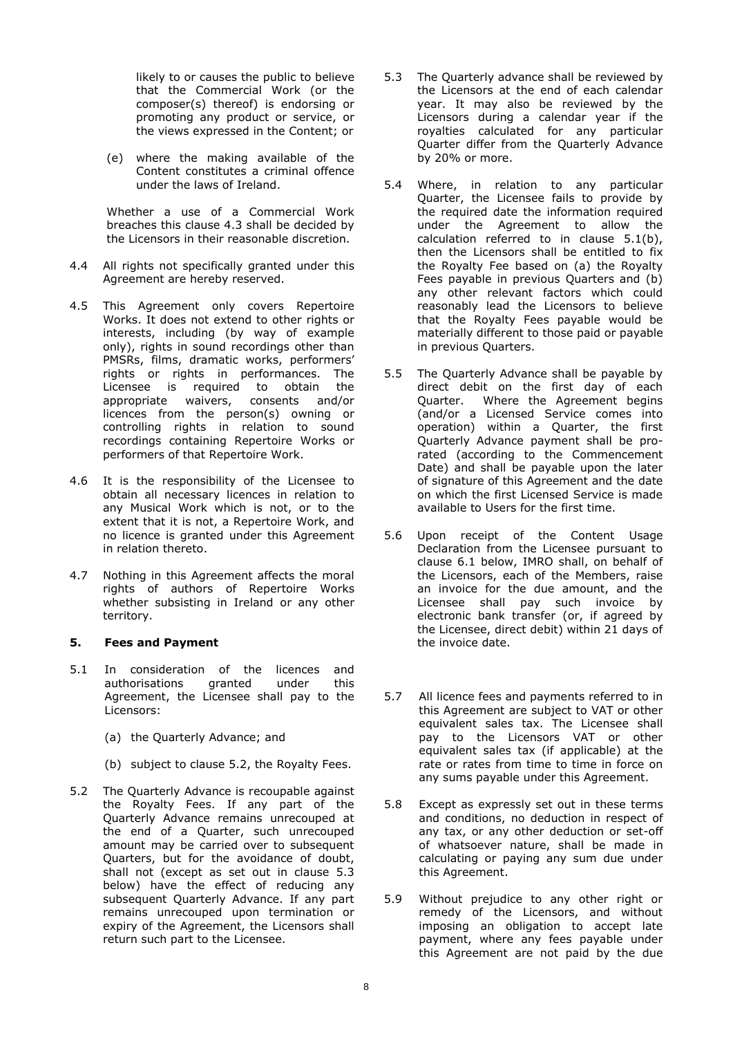likely to or causes the public to believe that the Commercial Work (or the composer(s) thereof) is endorsing or promoting any product or service, or the views expressed in the Content; or

(e) where the making available of the Content constitutes a criminal offence under the laws of Ireland.

Whether a use of a Commercial Work breaches this clause 4.3 shall be decided by the Licensors in their reasonable discretion.

4.4 All rights not specifically granted under this Agreement are hereby reserved.

4.5 This Agreement only covers Repertoire Works. It does not extend to other rights or interests, including (by way of example only), rights in sound recordings other than PMSRs, films, dramatic works, performers' rights or rights in performances. The Licensee is required to obtain the appropriate waivers, consents and/or licences from the person(s) owning or controlling rights in relation to sound recordings containing Repertoire Works or performers of that Repertoire Work.

4.6 It is the responsibility of the Licensee to obtain all necessary licences in relation to any Musical Work which is not, or to the extent that it is not, a Repertoire Work, and no licence is granted under this Agreement in relation thereto.

4.7 Nothing in this Agreement affects the moral rights of authors of Repertoire Works whether subsisting in Ireland or any other territory.

### 5. Fees and Payment

5.1 In consideration of the licences and authorisations granted under this Agreement, the Licensee shall pay to the Licensors:

(a) the Quarterly Advance; and

(b) subject to clause 5.2, the Royalty Fees.

5.2 The Quarterly Advance is recoupable against the Royalty Fees. If any part of the Quarterly Advance remains unrecouped at the end of a Quarter, such unrecouped amount may be carried over to subsequent Quarters, but for the avoidance of doubt, shall not (except as set out in clause 5.3 below) have the effect of reducing any subsequent Quarterly Advance. If any part remains unrecouped upon termination or expiry of the Agreement, the Licensors shall return such part to the Licensee.

5.3 The Quarterly advance shall be reviewed by the Licensors at the end of each calendar year. It may also be reviewed by the Licensors during a calendar year if the royalties calculated for any particular Quarter differ from the Quarterly Advance by 20% or more.

5.4 Where, in relation to any particular Quarter, the Licensee fails to provide by the required date the information required under the Agreement to allow the calculation referred to in clause 5.1(b), then the Licensors shall be entitled to fix the Royalty Fee based on (a) the Royalty Fees payable in previous Quarters and (b) any other relevant factors which could reasonably lead the Licensors to believe that the Royalty Fees payable would be materially different to those paid or payable in previous Quarters.

5.5 The Quarterly Advance shall be payable by direct debit on the first day of each Quarter. Where the Agreement begins (and/or a Licensed Service comes into operation) within a Quarter, the first Quarterly Advance payment shall be pro-rated (according to the Commencement Date) and shall be payable upon the later of signature of this Agreement and the date on which the first Licensed Service is made available to Users for the first time.

5.6 Upon receipt of the Content Usage Declaration from the Licensee pursuant to clause 6.1 below, IMRO shall, on behalf of the Licensors, each of the Members, raise an invoice for the due amount, and the Licensee shall pay such invoice by electronic bank transfer (or, if agreed by the Licensee, direct debit) within 21 days of the invoice date.

5.7 All licence fees and payments referred to in this Agreement are subject to VAT or other equivalent sales tax. The Licensee shall pay to the Licensors VAT or other equivalent sales tax (if applicable) at the rate or rates from time to time in force on any sums payable under this Agreement.

5.8 Except as expressly set out in these terms and conditions, no deduction in respect of any tax, or any other deduction or set-off of whatsoever nature, shall be made in calculating or paying any sum due under this Agreement.

5.9 Without prejudice to any other right or remedy of the Licensors, and without imposing an obligation to accept late payment, where any fees payable under this Agreement are not paid by the due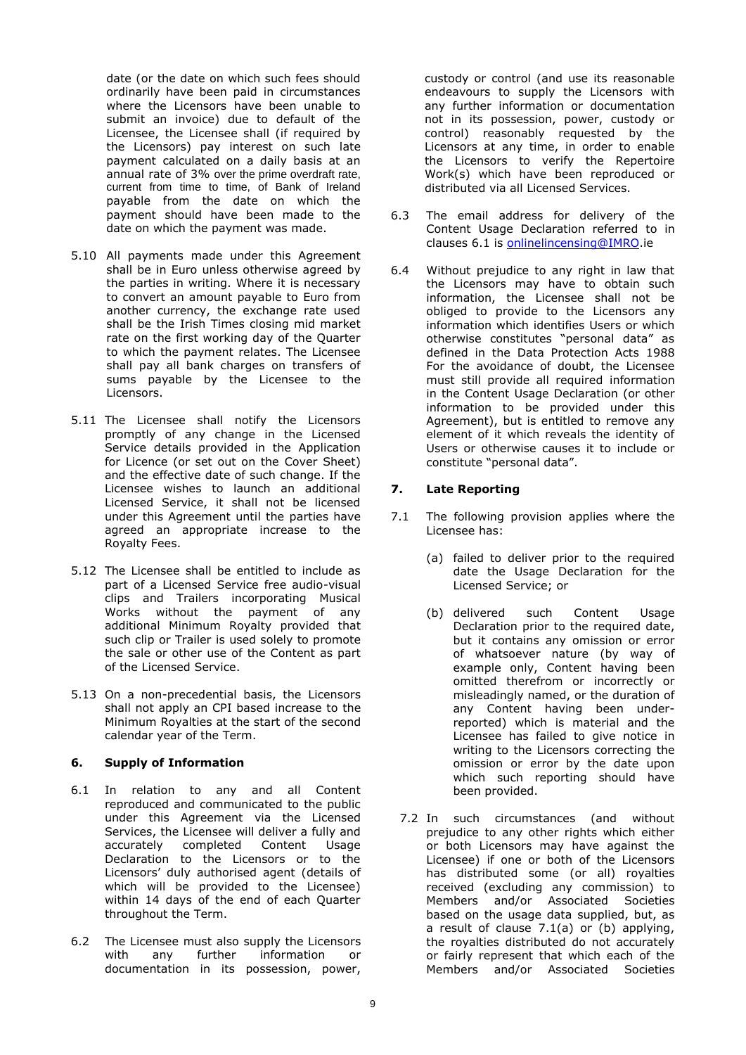date (or the date on which such fees should ordinarily have been paid in circumstances where the Licensors have been unable to submit an invoice) due to default of the Licensee, the Licensee shall (if required by the Licensors) pay interest on such late payment calculated on a daily basis at an annual rate of 3% over the prime overdraft rate, current from time to time, of Bank of Ireland payable from the date on which the payment should have been made to the date on which the payment was made.

5.10 All payments made under this Agreement shall be in Euro unless otherwise agreed by the parties in writing. Where it is necessary to convert an amount payable to Euro from another currency, the exchange rate used shall be the Irish Times closing mid market rate on the first working day of the Quarter to which the payment relates. The Licensee shall pay all bank charges on transfers of sums payable by the Licensee to the Licensors.

5.11 The Licensee shall notify the Licensors promptly of any change in the Licensed Service details provided in the Application for Licence (or set out on the Cover Sheet) and the effective date of such change. If the Licensee wishes to launch an additional Licensed Service, it shall not be licensed under this Agreement until the parties have agreed an appropriate increase to the Royalty Fees.

5.12 The Licensee shall be entitled to include as part of a Licensed Service free audio-visual clips and Trailers incorporating Musical Works without the payment of any additional Minimum Royalty provided that such clip or Trailer is used solely to promote the sale or other use of the Content as part of the Licensed Service.

5.13 On a non-precedential basis, the Licensors shall not apply an CPI based increase to the Minimum Royalties at the start of the second calendar year of the Term.

## 6. Supply of Information

6.1 In relation to any and all Content reproduced and communicated to the public under this Agreement via the Licensed Services, the Licensee will deliver a fully and accurately completed Content Usage Declaration to the Licensors or to the Licensors' duly authorised agent (details of which will be provided to the Licensee) within 14 days of the end of each Quarter throughout the Term.

6.2 The Licensee must also supply the Licensors with any further information or documentation in its possession, power, custody or control (and use its reasonable endeavours to supply the Licensors with any further information or documentation not in its possession, power, custody or control) reasonably requested by the Licensors at any time, in order to enable the Licensors to verify the Repertoire Work(s) which have been reproduced or distributed via all Licensed Services.

6.3 The email address for delivery of the Content Usage Declaration referred to in clauses 6.1 is onlinelincensing@IMRO.ie

6.4 Without prejudice to any right in law that the Licensors may have to obtain such information, the Licensee shall not be obliged to provide to the Licensors any information which identifies Users or which otherwise constitutes "personal data" as defined in the Data Protection Acts 1988 For the avoidance of doubt, the Licensee must still provide all required information in the Content Usage Declaration (or other information to be provided under this Agreement), but is entitled to remove any element of it which reveals the identity of Users or otherwise causes it to include or constitute "personal data".

## 7. Late Reporting

7.1 The following provision applies where the Licensee has:

(a) failed to deliver prior to the required date the Usage Declaration for the Licensed Service; or

(b) delivered such Content Usage Declaration prior to the required date, but it contains any omission or error of whatsoever nature (by way of example only, Content having been omitted therefrom or incorrectly or misleadingly named, or the duration of any Content having been under-reported) which is material and the Licensee has failed to give notice in writing to the Licensors correcting the omission or error by the date upon which such reporting should have been provided.

7.2 In such circumstances (and without prejudice to any other rights which either or both Licensors may have against the Licensee) if one or both of the Licensors has distributed some (or all) royalties received (excluding any commission) to Members and/or Associated Societies based on the usage data supplied, but, as a result of clause 7.1(a) or (b) applying, the royalties distributed do not accurately or fairly represent that which each of the Members and/or Associated Societies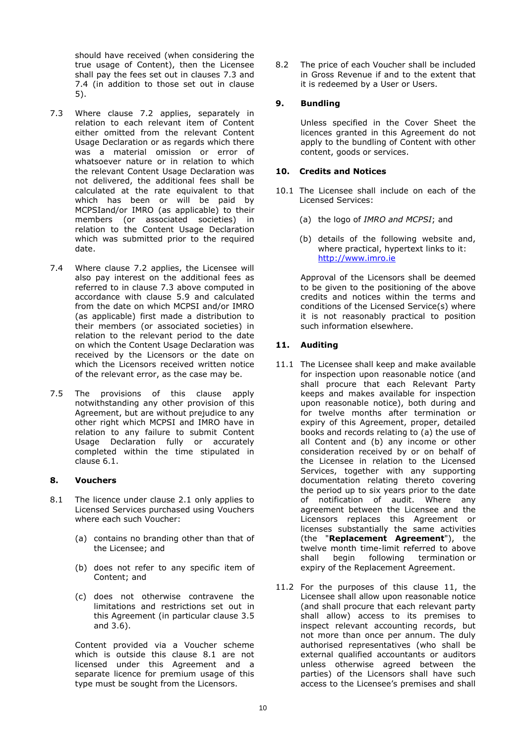should have received (when considering the true usage of Content), then the Licensee shall pay the fees set out in clauses 7.3 and 7.4 (in addition to those set out in clause 5).

7.3 Where clause 7.2 applies, separately in relation to each relevant item of Content either omitted from the relevant Content Usage Declaration or as regards which there was a material omission or error of whatsoever nature or in relation to which the relevant Content Usage Declaration was not delivered, the additional fees shall be calculated at the rate equivalent to that which has been or will be paid by MCPSIand/or IMRO (as applicable) to their members (or associated societies) in relation to the Content Usage Declaration which was submitted prior to the required date.

7.4 Where clause 7.2 applies, the Licensee will also pay interest on the additional fees as referred to in clause 7.3 above computed in accordance with clause 5.9 and calculated from the date on which MCPSI and/or IMRO (as applicable) first made a distribution to their members (or associated societies) in relation to the relevant period to the date on which the Content Usage Declaration was received by the Licensors or the date on which the Licensors received written notice of the relevant error, as the case may be.

7.5 The provisions of this clause apply notwithstanding any other provision of this Agreement, but are without prejudice to any other right which MCPSI and IMRO have in relation to any failure to submit Content Usage Declaration fully or accurately completed within the time stipulated in clause 6.1.

## 8. Vouchers

8.1 The licence under clause 2.1 only applies to Licensed Services purchased using Vouchers where each such Voucher:

(a) contains no branding other than that of the Licensee; and

(b) does not refer to any specific item of Content; and

(c) does not otherwise contravene the limitations and restrictions set out in this Agreement (in particular clause 3.5 and 3.6).

Content provided via a Voucher scheme which is outside this clause 8.1 are not licensed under this Agreement and a separate licence for premium usage of this type must be sought from the Licensors.

8.2 The price of each Voucher shall be included in Gross Revenue if and to the extent that it is redeemed by a User or Users.

## 9. Bundling

Unless specified in the Cover Sheet the licences granted in this Agreement do not apply to the bundling of Content with other content, goods or services.

## 10. Credits and Notices

10.1 The Licensee shall include on each of the Licensed Services:

(a) the logo of *IMRO and MCPSI*; and

(b) details of the following website and, where practical, hypertext links to it: http://www.imro.ie

Approval of the Licensors shall be deemed to be given to the positioning of the above credits and notices within the terms and conditions of the Licensed Service(s) where it is not reasonably practical to position such information elsewhere.

## 11. Auditing

11.1 The Licensee shall keep and make available for inspection upon reasonable notice (and shall procure that each Relevant Party keeps and makes available for inspection upon reasonable notice), both during and for twelve months after termination or expiry of this Agreement, proper, detailed books and records relating to (a) the use of all Content and (b) any income or other consideration received by or on behalf of the Licensee in relation to the Licensed Services, together with any supporting documentation relating thereto covering the period up to six years prior to the date of notification of audit. Where any agreement between the Licensee and the Licensors replaces this Agreement or licenses substantially the same activities (the "**Replacement Agreement**"), the twelve month time-limit referred to above shall begin following termination or expiry of the Replacement Agreement.

11.2 For the purposes of this clause 11, the Licensee shall allow upon reasonable notice (and shall procure that each relevant party shall allow) access to its premises to inspect relevant accounting records, but not more than once per annum. The duly authorised representatives (who shall be external qualified accountants or auditors unless otherwise agreed between the parties) of the Licensors shall have such access to the Licensee's premises and shall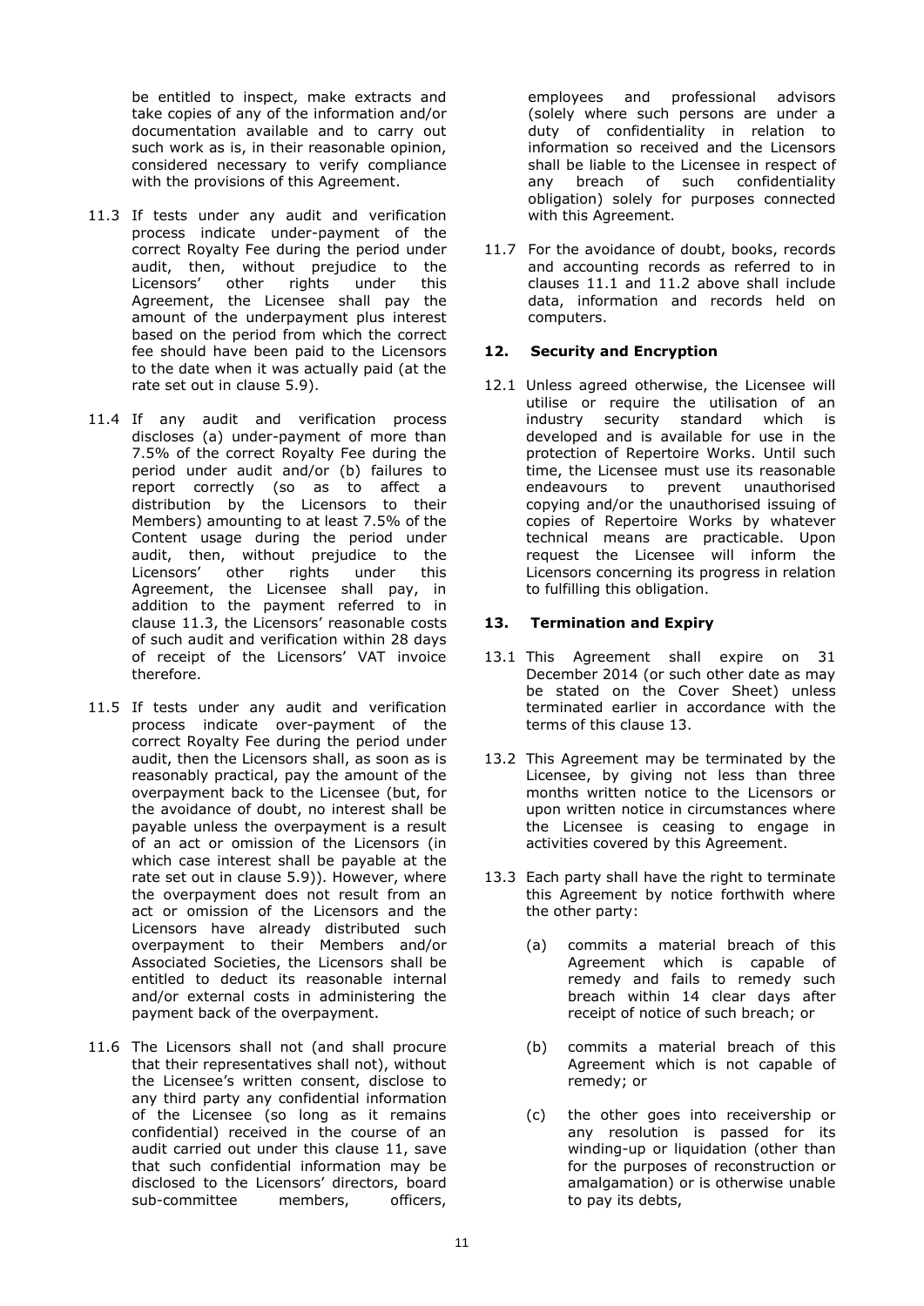be entitled to inspect, make extracts and take copies of any of the information and/or documentation available and to carry out such work as is, in their reasonable opinion, considered necessary to verify compliance with the provisions of this Agreement.

11.3 If tests under any audit and verification process indicate under-payment of the correct Royalty Fee during the period under audit, then, without prejudice to the Licensors' other rights under this Agreement, the Licensee shall pay the amount of the underpayment plus interest based on the period from which the correct fee should have been paid to the Licensors to the date when it was actually paid (at the rate set out in clause 5.9).

11.4 If any audit and verification process discloses (a) under-payment of more than 7.5% of the correct Royalty Fee during the period under audit and/or (b) failures to report correctly (so as to affect a distribution by the Licensors to their Members) amounting to at least 7.5% of the Content usage during the period under audit, then, without prejudice to the Licensors' other rights under this Agreement, the Licensee shall pay, in addition to the payment referred to in clause 11.3, the Licensors' reasonable costs of such audit and verification within 28 days of receipt of the Licensors' VAT invoice therefore.

11.5 If tests under any audit and verification process indicate over-payment of the correct Royalty Fee during the period under audit, then the Licensors shall, as soon as is reasonably practical, pay the amount of the overpayment back to the Licensee (but, for the avoidance of doubt, no interest shall be payable unless the overpayment is a result of an act or omission of the Licensors (in which case interest shall be payable at the rate set out in clause 5.9)). However, where the overpayment does not result from an act or omission of the Licensors and the Licensors have already distributed such overpayment to their Members and/or Associated Societies, the Licensors shall be entitled to deduct its reasonable internal and/or external costs in administering the payment back of the overpayment.

11.6 The Licensors shall not (and shall procure that their representatives shall not), without the Licensee's written consent, disclose to any third party any confidential information of the Licensee (so long as it remains confidential) received in the course of an audit carried out under this clause 11, save that such confidential information may be disclosed to the Licensors' directors, board sub-committee members, officers, employees and professional advisors (solely where such persons are under a duty of confidentiality in relation to information so received and the Licensors shall be liable to the Licensee in respect of any breach of such confidentiality obligation) solely for purposes connected with this Agreement.

11.7 For the avoidance of doubt, books, records and accounting records as referred to in clauses 11.1 and 11.2 above shall include data, information and records held on computers.

## 12. Security and Encryption

12.1 Unless agreed otherwise, the Licensee will utilise or require the utilisation of an industry security standard which is developed and is available for use in the protection of Repertoire Works. Until such time, the Licensee must use its reasonable endeavours to prevent unauthorised copying and/or the unauthorised issuing of copies of Repertoire Works by whatever technical means are practicable. Upon request the Licensee will inform the Licensors concerning its progress in relation to fulfilling this obligation.

## 13. Termination and Expiry

13.1 This Agreement shall expire on 31 December 2014 (or such other date as may be stated on the Cover Sheet) unless terminated earlier in accordance with the terms of this clause 13.

13.2 This Agreement may be terminated by the Licensee, by giving not less than three months written notice to the Licensors or upon written notice in circumstances where the Licensee is ceasing to engage in activities covered by this Agreement.

13.3 Each party shall have the right to terminate this Agreement by notice forthwith where the other party:

(a) commits a material breach of this Agreement which is capable of remedy and fails to remedy such breach within 14 clear days after receipt of notice of such breach; or

(b) commits a material breach of this Agreement which is not capable of remedy; or

(c) the other goes into receivership or any resolution is passed for its winding-up or liquidation (other than for the purposes of reconstruction or amalgamation) or is otherwise unable to pay its debts,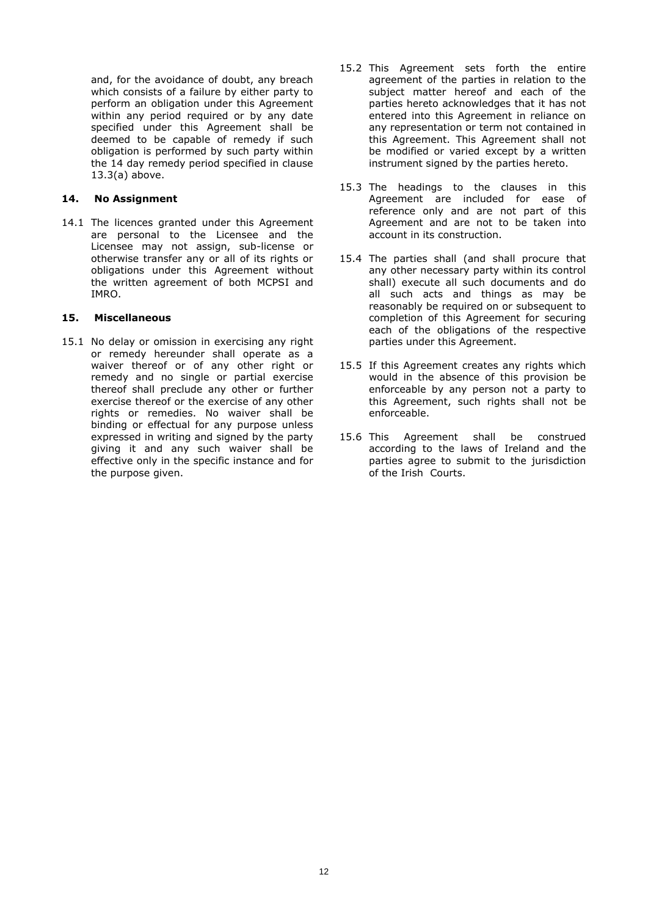and, for the avoidance of doubt, any breach which consists of a failure by either party to perform an obligation under this Agreement within any period required or by any date specified under this Agreement shall be deemed to be capable of remedy if such obligation is performed by such party within the 14 day remedy period specified in clause 13.3(a) above.

## 14. No Assignment

14.1 The licences granted under this Agreement are personal to the Licensee and the Licensee may not assign, sub-license or otherwise transfer any or all of its rights or obligations under this Agreement without the written agreement of both MCPSI and IMRO.

## 15. Miscellaneous

15.1 No delay or omission in exercising any right or remedy hereunder shall operate as a waiver thereof or of any other right or remedy and no single or partial exercise thereof shall preclude any other or further exercise thereof or the exercise of any other rights or remedies. No waiver shall be binding or effectual for any purpose unless expressed in writing and signed by the party giving it and any such waiver shall be effective only in the specific instance and for the purpose given.

15.2 This Agreement sets forth the entire agreement of the parties in relation to the subject matter hereof and each of the parties hereto acknowledges that it has not entered into this Agreement in reliance on any representation or term not contained in this Agreement. This Agreement shall not be modified or varied except by a written instrument signed by the parties hereto.

15.3 The headings to the clauses in this Agreement are included for ease of reference only and are not part of this Agreement and are not to be taken into account in its construction.

15.4 The parties shall (and shall procure that any other necessary party within its control shall) execute all such documents and do all such acts and things as may be reasonably be required on or subsequent to completion of this Agreement for securing each of the obligations of the respective parties under this Agreement.

15.5 If this Agreement creates any rights which would in the absence of this provision be enforceable by any person not a party to this Agreement, such rights shall not be enforceable.

15.6 This Agreement shall be construed according to the laws of Ireland and the parties agree to submit to the jurisdiction of the Irish Courts.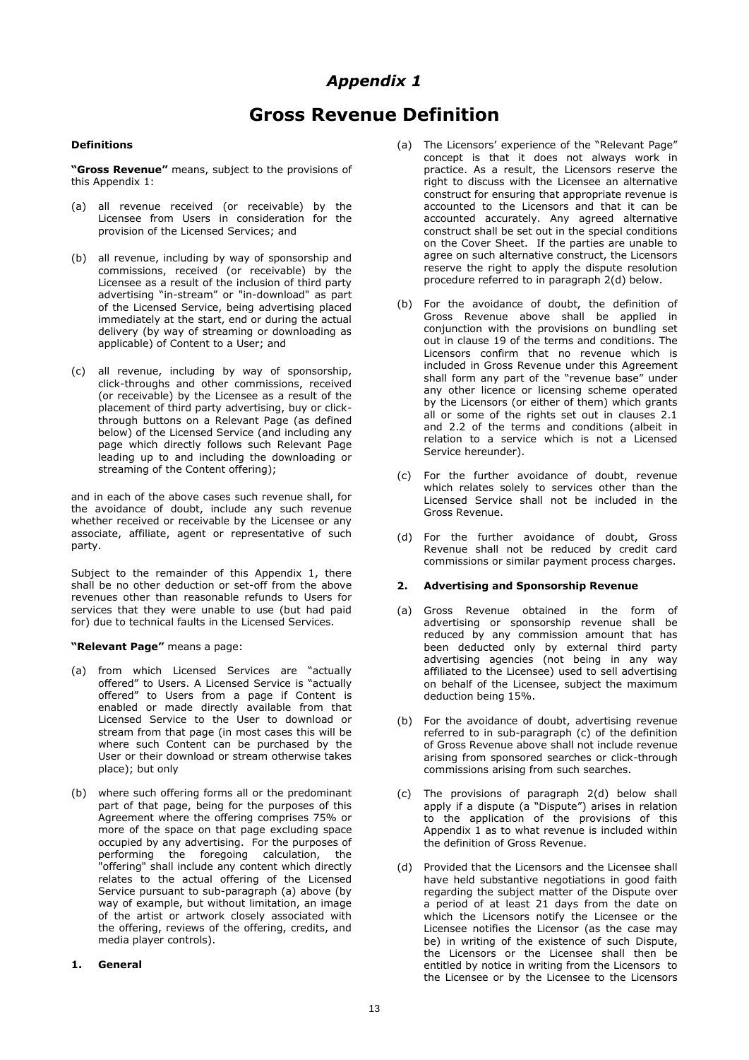# *Appendix 1*

# Gross Revenue Definition

**Definitions**

**"Gross Revenue"** means, subject to the provisions of this Appendix 1:

(a) all revenue received (or receivable) by the Licensee from Users in consideration for the provision of the Licensed Services; and

(b) all revenue, including by way of sponsorship and commissions, received (or receivable) by the Licensee as a result of the inclusion of third party advertising "in-stream" or "in-download" as part of the Licensed Service, being advertising placed immediately at the start, end or during the actual delivery (by way of streaming or downloading as applicable) of Content to a User; and

(c) all revenue, including by way of sponsorship, click-throughs and other commissions, received (or receivable) by the Licensee as a result of the placement of third party advertising, buy or click-through buttons on a Relevant Page (as defined below) of the Licensed Service (and including any page which directly follows such Relevant Page leading up to and including the downloading or streaming of the Content offering);

and in each of the above cases such revenue shall, for the avoidance of doubt, include any such revenue whether received or receivable by the Licensee or any associate, affiliate, agent or representative of such party.

Subject to the remainder of this Appendix 1, there shall be no other deduction or set-off from the above revenues other than reasonable refunds to Users for services that they were unable to use (but had paid for) due to technical faults in the Licensed Services.

**"Relevant Page"** means a page:

(a) from which Licensed Services are "actually offered" to Users. A Licensed Service is "actually offered" to Users from a page if Content is enabled or made directly available from that Licensed Service to the User to download or stream from that page (in most cases this will be where such Content can be purchased by the User or their download or stream otherwise takes place); but only

(b) where such offering forms all or the predominant part of that page, being for the purposes of this Agreement where the offering comprises 75% or more of the space on that page excluding space occupied by any advertising. For the purposes of performing the foregoing calculation, the "offering" shall include any content which directly relates to the actual offering of the Licensed Service pursuant to sub-paragraph (a) above (by way of example, but without limitation, an image of the artist or artwork closely associated with the offering, reviews of the offering, credits, and media player controls).

**1. General**

(a) The Licensors' experience of the "Relevant Page" concept is that it does not always work in practice. As a result, the Licensors reserve the right to discuss with the Licensee an alternative construct for ensuring that appropriate revenue is accounted to the Licensors and that it can be accounted accurately. Any agreed alternative construct shall be set out in the special conditions on the Cover Sheet. If the parties are unable to agree on such alternative construct, the Licensors reserve the right to apply the dispute resolution procedure referred to in paragraph 2(d) below.

(b) For the avoidance of doubt, the definition of Gross Revenue above shall be applied in conjunction with the provisions on bundling set out in clause 19 of the terms and conditions. The Licensors confirm that no revenue which is included in Gross Revenue under this Agreement shall form any part of the "revenue base" under any other licence or licensing scheme operated by the Licensors (or either of them) which grants all or some of the rights set out in clauses 2.1 and 2.2 of the terms and conditions (albeit in relation to a service which is not a Licensed Service hereunder).

(c) For the further avoidance of doubt, revenue which relates solely to services other than the Licensed Service shall not be included in the Gross Revenue.

(d) For the further avoidance of doubt, Gross Revenue shall not be reduced by credit card commissions or similar payment process charges.

**2. Advertising and Sponsorship Revenue**

(a) Gross Revenue obtained in the form of advertising or sponsorship revenue shall be reduced by any commission amount that has been deducted only by external third party advertising agencies (not being in any way affiliated to the Licensee) used to sell advertising on behalf of the Licensee, subject the maximum deduction being 15%.

(b) For the avoidance of doubt, advertising revenue referred to in sub-paragraph (c) of the definition of Gross Revenue above shall not include revenue arising from sponsored searches or click-through commissions arising from such searches.

(c) The provisions of paragraph 2(d) below shall apply if a dispute (a "Dispute") arises in relation to the application of the provisions of this Appendix 1 as to what revenue is included within the definition of Gross Revenue.

(d) Provided that the Licensors and the Licensee shall have held substantive negotiations in good faith regarding the subject matter of the Dispute over a period of at least 21 days from the date on which the Licensors notify the Licensee or the Licensee notifies the Licensor (as the case may be) in writing of the existence of such Dispute, the Licensors or the Licensee shall then be entitled by notice in writing from the Licensors to the Licensee or by the Licensee to the Licensors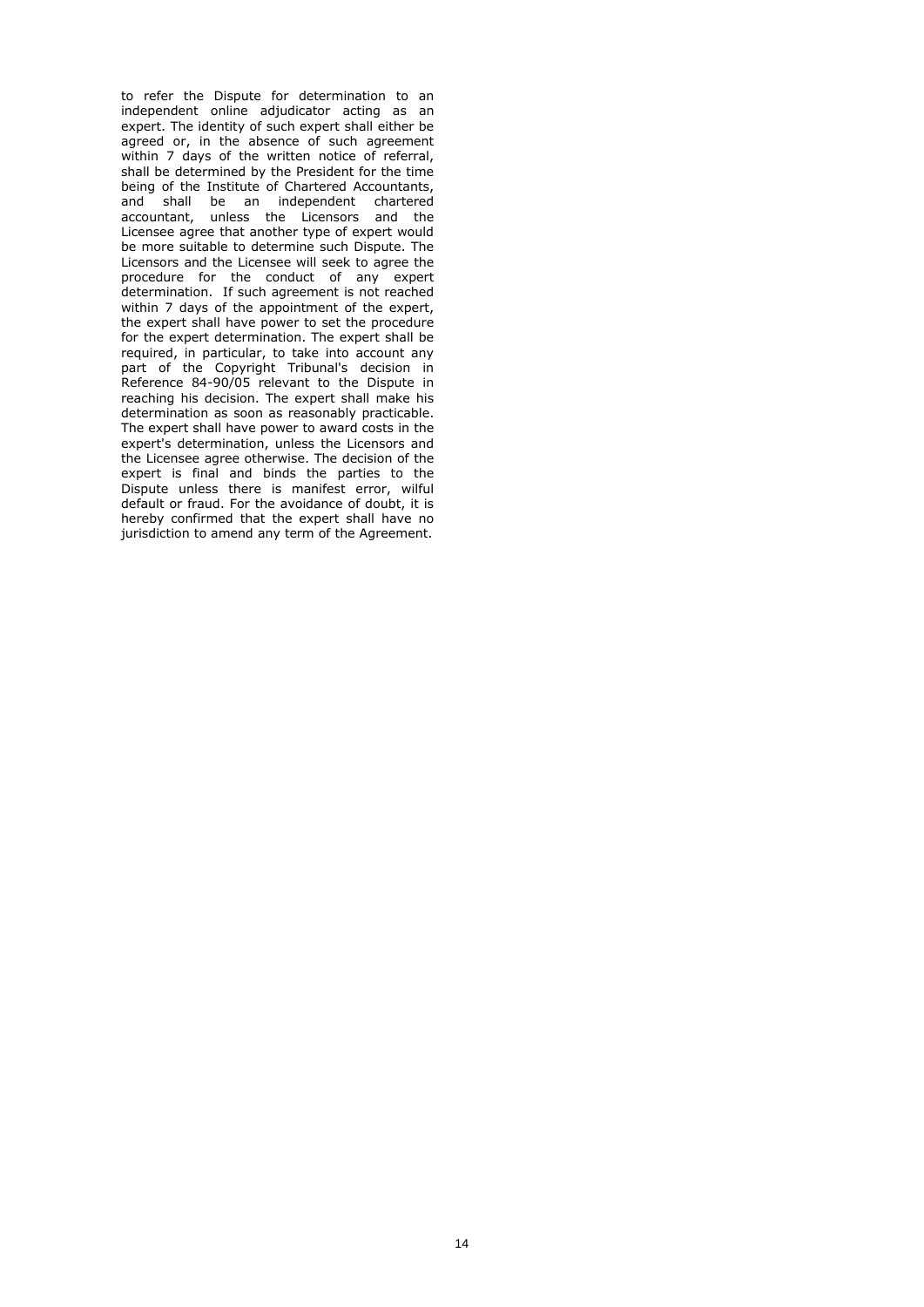to refer the Dispute for determination to an independent online adjudicator acting as an expert. The identity of such expert shall either be agreed or, in the absence of such agreement within 7 days of the written notice of referral, shall be determined by the President for the time being of the Institute of Chartered Accountants, and shall be an independent chartered accountant, unless the Licensors and the Licensee agree that another type of expert would be more suitable to determine such Dispute. The Licensors and the Licensee will seek to agree the procedure for the conduct of any expert determination. If such agreement is not reached within 7 days of the appointment of the expert, the expert shall have power to set the procedure for the expert determination. The expert shall be required, in particular, to take into account any part of the Copyright Tribunal's decision in Reference 84-90/05 relevant to the Dispute in reaching his decision. The expert shall make his determination as soon as reasonably practicable. The expert shall have power to award costs in the expert's determination, unless the Licensors and the Licensee agree otherwise. The decision of the expert is final and binds the parties to the Dispute unless there is manifest error, wilful default or fraud. For the avoidance of doubt, it is hereby confirmed that the expert shall have no jurisdiction to amend any term of the Agreement.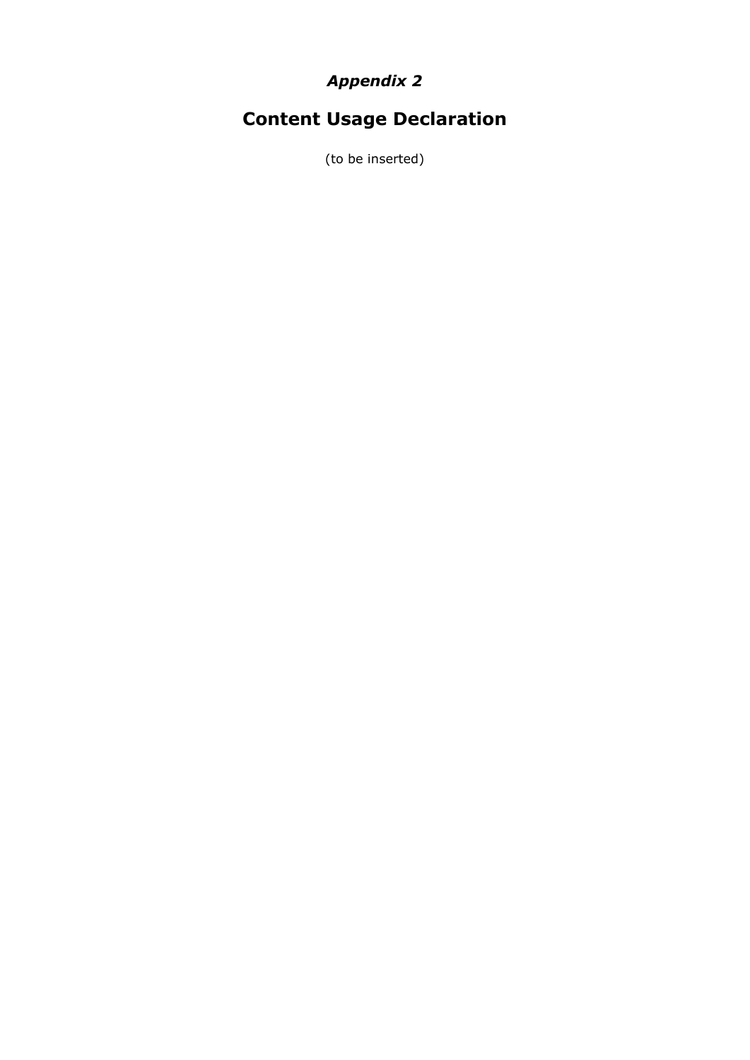*Appendix 2*

# Content Usage Declaration

(to be inserted)